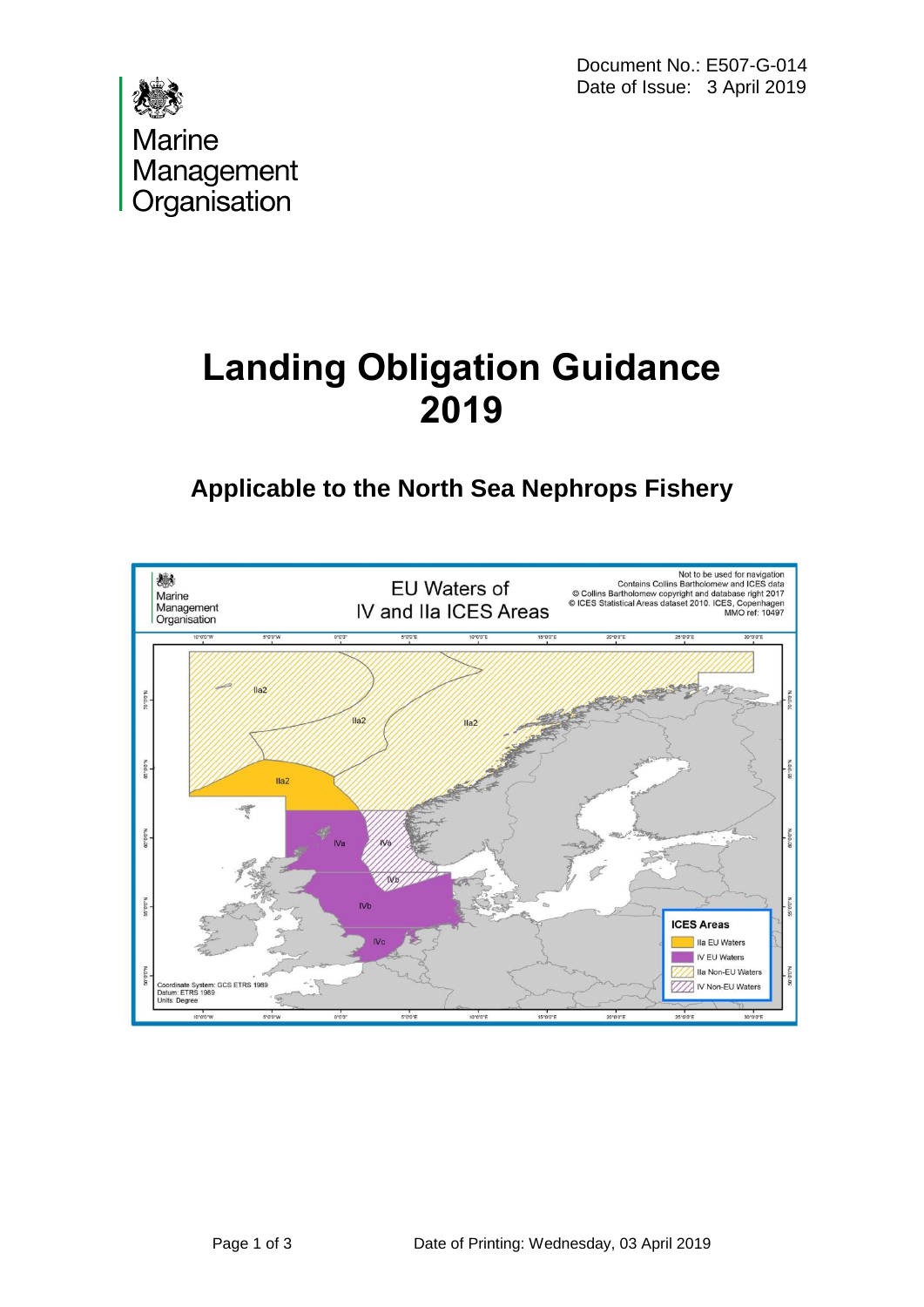Document No.: E507-G-014
Date of Issue: 3 April 2019

Marine Management Organisation

# Landing Obligation Guidance 2019

## Applicable to the North Sea Nephrops Fishery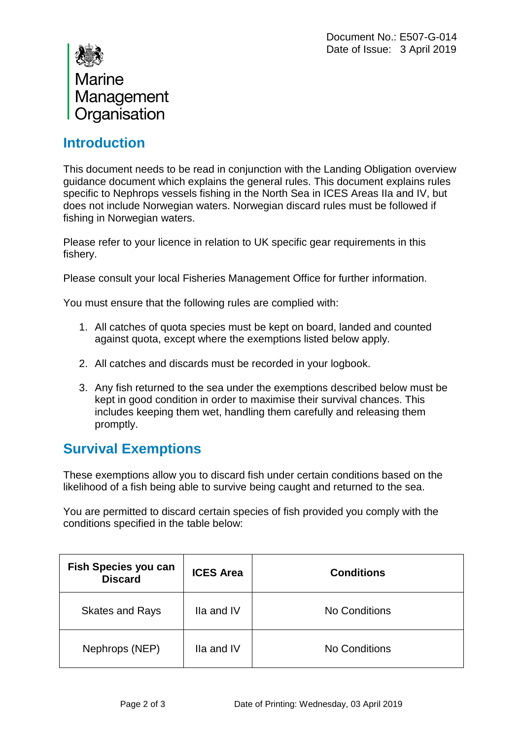Document No.: E507-G-014
Date of Issue: 3 April 2019

Marine Management Organisation

## Introduction

This document needs to be read in conjunction with the Landing Obligation overview guidance document which explains the general rules. This document explains rules specific to Nephrops vessels fishing in the North Sea in ICES Areas IIa and IV, but does not include Norwegian waters. Norwegian discard rules must be followed if fishing in Norwegian waters.

Please refer to your licence in relation to UK specific gear requirements in this fishery.

Please consult your local Fisheries Management Office for further information.

You must ensure that the following rules are complied with:

1. All catches of quota species must be kept on board, landed and counted against quota, except where the exemptions listed below apply.

2. All catches and discards must be recorded in your logbook.

3. Any fish returned to the sea under the exemptions described below must be kept in good condition in order to maximise their survival chances. This includes keeping them wet, handling them carefully and releasing them promptly.

## Survival Exemptions

These exemptions allow you to discard fish under certain conditions based on the likelihood of a fish being able to survive being caught and returned to the sea.

You are permitted to discard certain species of fish provided you comply with the conditions specified in the table below:

| Fish Species you can Discard | ICES Area | Conditions |
|---|---|---|
| Skates and Rays | IIa and IV | No Conditions |
| Nephrops (NEP) | IIa and IV | No Conditions |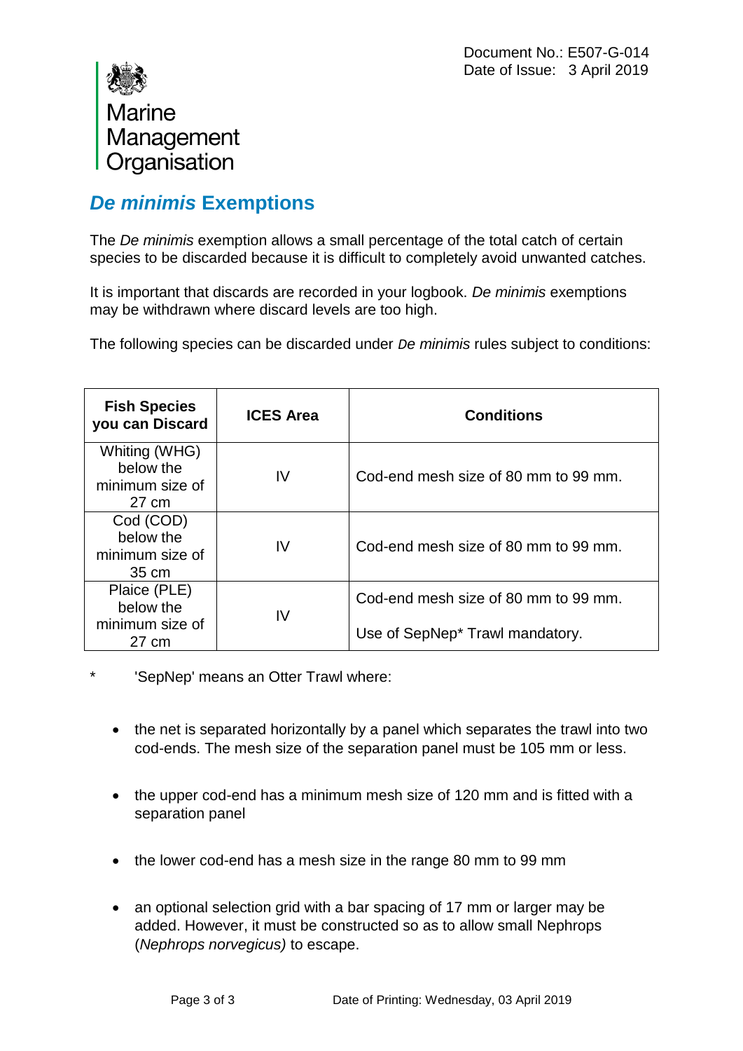Document No.: E507-G-014
Date of Issue: 3 April 2019

Marine Management Organisation

# *De minimis* Exemptions

The *De minimis* exemption allows a small percentage of the total catch of certain species to be discarded because it is difficult to completely avoid unwanted catches.

It is important that discards are recorded in your logbook. *De minimis* exemptions may be withdrawn where discard levels are too high.

The following species can be discarded under *De minimis* rules subject to conditions:

| Fish Species you can Discard | ICES Area | Conditions |
|---|---|---|
| Whiting (WHG) below the minimum size of 27 cm | IV | Cod-end mesh size of 80 mm to 99 mm. |
| Cod (COD) below the minimum size of 35 cm | IV | Cod-end mesh size of 80 mm to 99 mm. |
| Plaice (PLE) below the minimum size of 27 cm | IV | Cod-end mesh size of 80 mm to 99 mm.<br><br>Use of SepNep* Trawl mandatory. |

* 'SepNep' means an Otter Trawl where:

- the net is separated horizontally by a panel which separates the trawl into two cod-ends. The mesh size of the separation panel must be 105 mm or less.
- the upper cod-end has a minimum mesh size of 120 mm and is fitted with a separation panel
- the lower cod-end has a mesh size in the range 80 mm to 99 mm
- an optional selection grid with a bar spacing of 17 mm or larger may be added. However, it must be constructed so as to allow small Nephrops (*Nephrops norvegicus)* to escape.